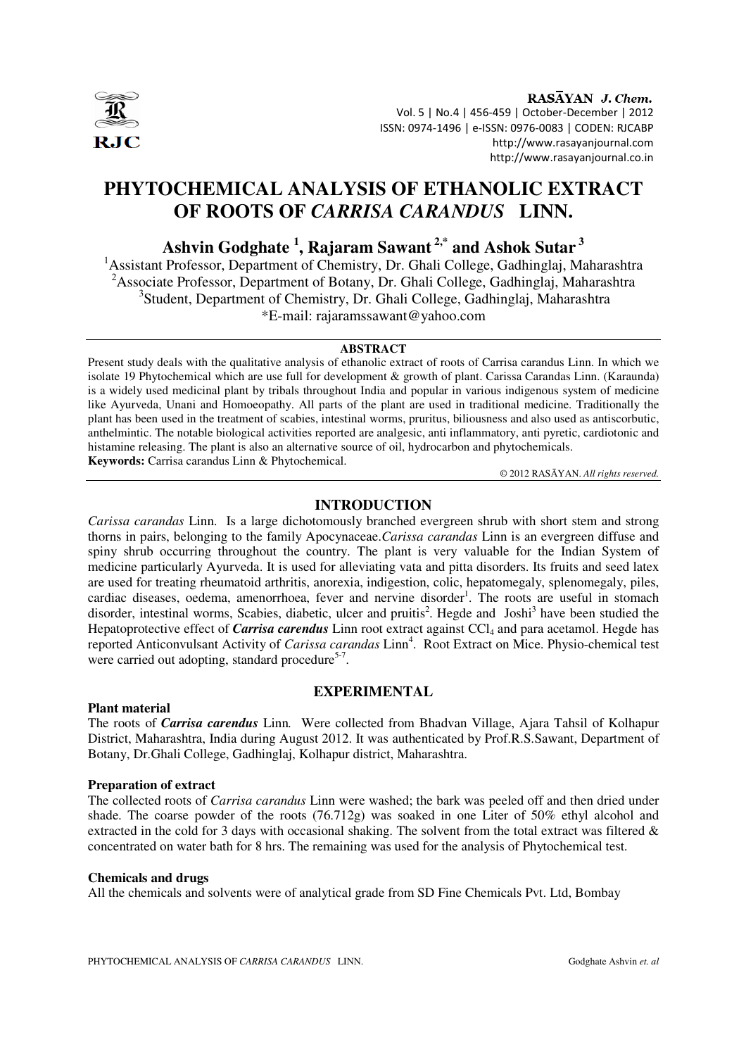# PHYTOCHEMICAL ANALYSIS OF ETHANOLIC EXTRACT OF ROOTS OF *CARRISA CARANDUS* LINN.

**Ashvin Godghate [1], Rajaram Sawant [2,*] and Ashok Sutar [3]**

[1]Assistant Professor, Department of Chemistry, Dr. Ghali College, Gadhinglaj, Maharashtra
[2]Associate Professor, Department of Botany, Dr. Ghali College, Gadhinglaj, Maharashtra
[3]Student, Department of Chemistry, Dr. Ghali College, Gadhinglaj, Maharashtra
*E-mail: rajaramssawant@yahoo.com

## ABSTRACT

Present study deals with the qualitative analysis of ethanolic extract of roots of Carrisa carandus Linn. In which we isolate 19 Phytochemical which are use full for development & growth of plant. Carissa Carandas Linn. (Karaunda) is a widely used medicinal plant by tribals throughout India and popular in various indigenous system of medicine like Ayurveda, Unani and Homoeopathy. All parts of the plant are used in traditional medicine. Traditionally the plant has been used in the treatment of scabies, intestinal worms, pruritus, biliousness and also used as antiscorbutic, anthelmintic. The notable biological activities reported are analgesic, anti inflammatory, anti pyretic, cardiotonic and histamine releasing. The plant is also an alternative source of oil, hydrocarbon and phytochemicals.

**Keywords:** Carrisa carandus Linn & Phytochemical.

© 2012 RASĀYAN. *All rights reserved.*

## INTRODUCTION

*Carissa carandas* Linn. Is a large dichotomously branched evergreen shrub with short stem and strong thorns in pairs, belonging to the family Apocynaceae.*Carissa carandas* Linn is an evergreen diffuse and spiny shrub occurring throughout the country. The plant is very valuable for the Indian System of medicine particularly Ayurveda. It is used for alleviating vata and pitta disorders. Its fruits and seed latex are used for treating rheumatoid arthritis, anorexia, indigestion, colic, hepatomegaly, splenomegaly, piles, cardiac diseases, oedema, amenorrhoea, fever and nervine disorder[1]. The roots are useful in stomach disorder, intestinal worms, Scabies, diabetic, ulcer and pruitis[2]. Hegde and Joshi[3] have been studied the Hepatoprotective effect of ***Carrisa carendus*** Linn root extract against $CCl_4$ and para acetamol. Hegde has reported Anticonvulsant Activity of *Carissa carandas* Linn[4]. Root Extract on Mice. Physio-chemical test were carried out adopting, standard procedure[5-7].

## EXPERIMENTAL

### Plant material

The roots of ***Carrisa carendus*** Linn*.* Were collected from Bhadvan Village, Ajara Tahsil of Kolhapur District, Maharashtra, India during August 2012. It was authenticated by Prof.R.S.Sawant, Department of Botany, Dr.Ghali College, Gadhinglaj, Kolhapur district, Maharashtra.

### Preparation of extract

The collected roots of *Carrisa carandus* Linn were washed; the bark was peeled off and then dried under shade. The coarse powder of the roots (76.712g) was soaked in one Liter of 50% ethyl alcohol and extracted in the cold for 3 days with occasional shaking. The solvent from the total extract was filtered & concentrated on water bath for 8 hrs. The remaining was used for the analysis of Phytochemical test.

### Chemicals and drugs

All the chemicals and solvents were of analytical grade from SD Fine Chemicals Pvt. Ltd, Bombay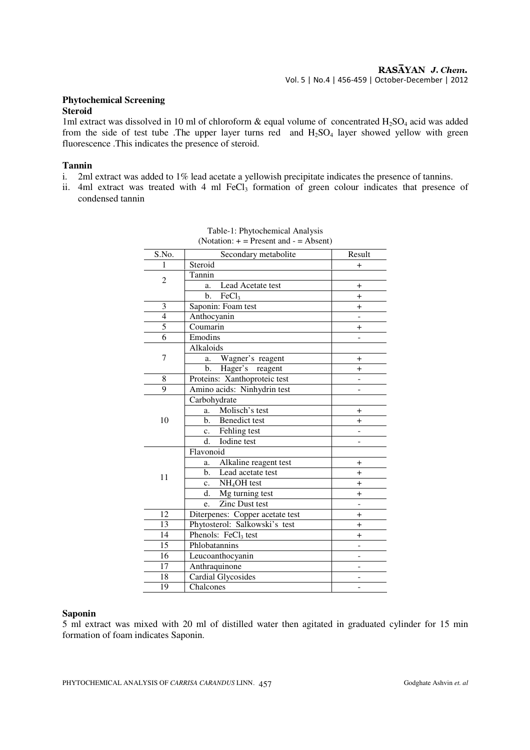## Phytochemical Screening

### Steroid

1ml extract was dissolved in 10 ml of chloroform & equal volume of concentrated $H_2SO_4$ acid was added from the side of test tube .The upper layer turns red and $H_2SO_4$ layer showed yellow with green fluorescence .This indicates the presence of steroid.

### Tannin

i. 2ml extract was added to 1% lead acetate a yellowish precipitate indicates the presence of tannins.

ii. 4ml extract was treated with 4 ml $FeCl_3$ formation of green colour indicates that presence of condensed tannin

Table-1: Phytochemical Analysis
(Notation: + = Present and - = Absent)

| S.No. | Secondary metabolite | Result |
|---|---|---|
| 1 | Steroid | + |
| 2 | Tannin | |
| | a. Lead Acetate test | + |
| | b. $FeCl_3$ | + |
| 3 | Saponin: Foam test | + |
| 4 | Anthocyanin | - |
| 5 | Coumarin | + |
| 6 | Emodins | - |
| 7 | Alkaloids | |
| | a. Wagner's reagent | + |
| | b. Hager's reagent | + |
| 8 | Proteins: Xanthoproteic test | - |
| 9 | Amino acids: Ninhydrin test | - |
| 10 | Carbohydrate | |
| | a. Molisch's test | + |
| | b. Benedict test | + |
| | c. Fehling test | - |
| | d. Iodine test | - |
| 11 | Flavonoid | |
| | a. Alkaline reagent test | + |
| | b. Lead acetate test | + |
| | c. $NH_4OH$ test | + |
| | d. Mg turning test | + |
| | e. Zinc Dust test | - |
| 12 | Diterpenes: Copper acetate test | + |
| 13 | Phytosterol: Salkowski's test | + |
| 14 | Phenols: $FeCl_3$ test | + |
| 15 | Phlobatannins | - |
| 16 | Leucoanthocyanin | - |
| 17 | Anthraquinone | - |
| 18 | Cardial Glycosides | - |
| 19 | Chalcones | - |

### Saponin

5 ml extract was mixed with 20 ml of distilled water then agitated in graduated cylinder for 15 min formation of foam indicates Saponin.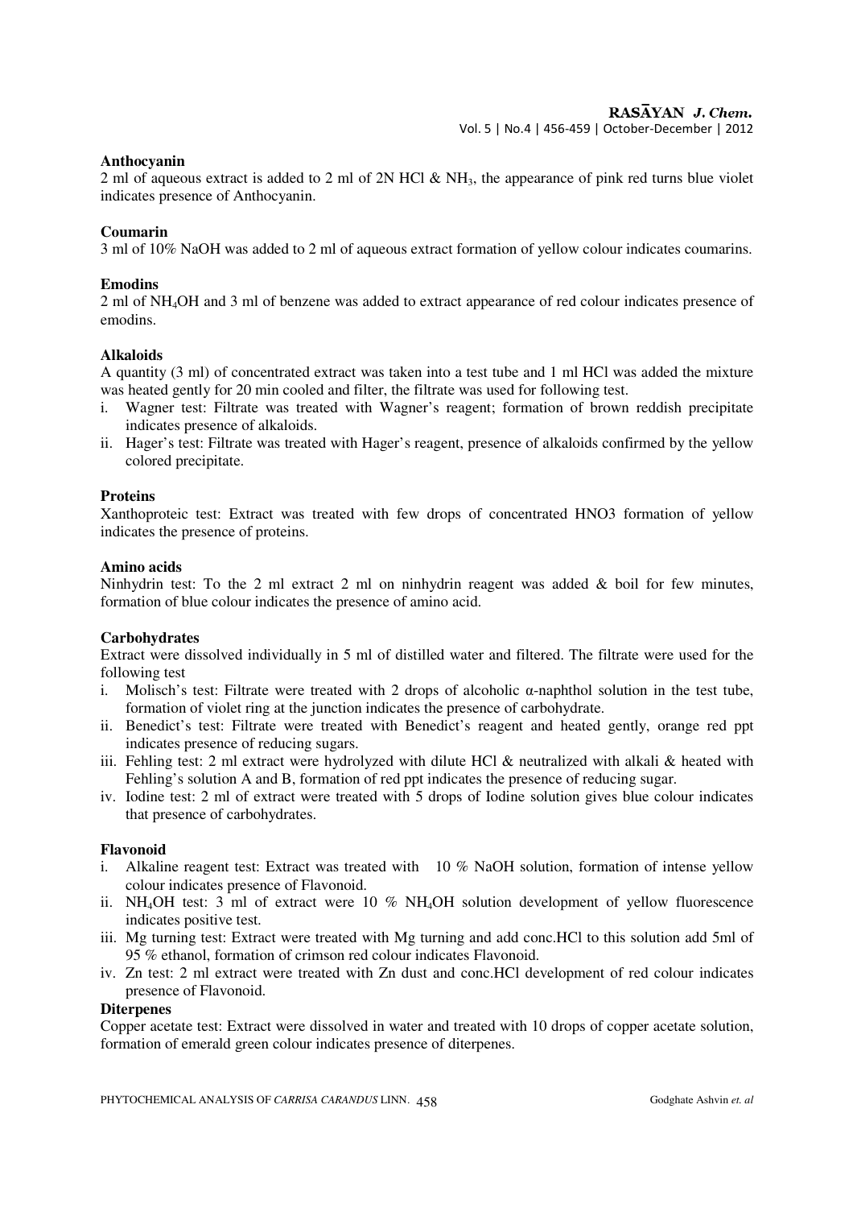**Anthocyanin**

2 ml of aqueous extract is added to 2 ml of 2N HCl & $NH_3$, the appearance of pink red turns blue violet indicates presence of Anthocyanin.

**Coumarin**

3 ml of 10% NaOH was added to 2 ml of aqueous extract formation of yellow colour indicates coumarins.

**Emodins**

2 ml of $NH_4OH$ and 3 ml of benzene was added to extract appearance of red colour indicates presence of emodins.

**Alkaloids**

A quantity (3 ml) of concentrated extract was taken into a test tube and 1 ml HCl was added the mixture was heated gently for 20 min cooled and filter, the filtrate was used for following test.

i. Wagner test: Filtrate was treated with Wagner's reagent; formation of brown reddish precipitate indicates presence of alkaloids.
ii. Hager's test: Filtrate was treated with Hager's reagent, presence of alkaloids confirmed by the yellow colored precipitate.

**Proteins**

Xanthoproteic test: Extract was treated with few drops of concentrated HNO3 formation of yellow indicates the presence of proteins.

**Amino acids**

Ninhydrin test: To the 2 ml extract 2 ml on ninhydrin reagent was added & boil for few minutes, formation of blue colour indicates the presence of amino acid.

**Carbohydrates**

Extract were dissolved individually in 5 ml of distilled water and filtered. The filtrate were used for the following test

i. Molisch's test: Filtrate were treated with 2 drops of alcoholic α-naphthol solution in the test tube, formation of violet ring at the junction indicates the presence of carbohydrate.
ii. Benedict's test: Filtrate were treated with Benedict's reagent and heated gently, orange red ppt indicates presence of reducing sugars.
iii. Fehling test: 2 ml extract were hydrolyzed with dilute HCl & neutralized with alkali & heated with Fehling's solution A and B, formation of red ppt indicates the presence of reducing sugar.
iv. Iodine test: 2 ml of extract were treated with 5 drops of Iodine solution gives blue colour indicates that presence of carbohydrates.

**Flavonoid**

i. Alkaline reagent test: Extract was treated with 10 % NaOH solution, formation of intense yellow colour indicates presence of Flavonoid.
ii. $NH_4OH$ test: 3 ml of extract were 10 % $NH_4OH$ solution development of yellow fluorescence indicates positive test.
iii. Mg turning test: Extract were treated with Mg turning and add conc.HCl to this solution add 5ml of 95 % ethanol, formation of crimson red colour indicates Flavonoid.
iv. Zn test: 2 ml extract were treated with Zn dust and conc.HCl development of red colour indicates presence of Flavonoid.

**Diterpenes**

Copper acetate test: Extract were dissolved in water and treated with 10 drops of copper acetate solution, formation of emerald green colour indicates presence of diterpenes.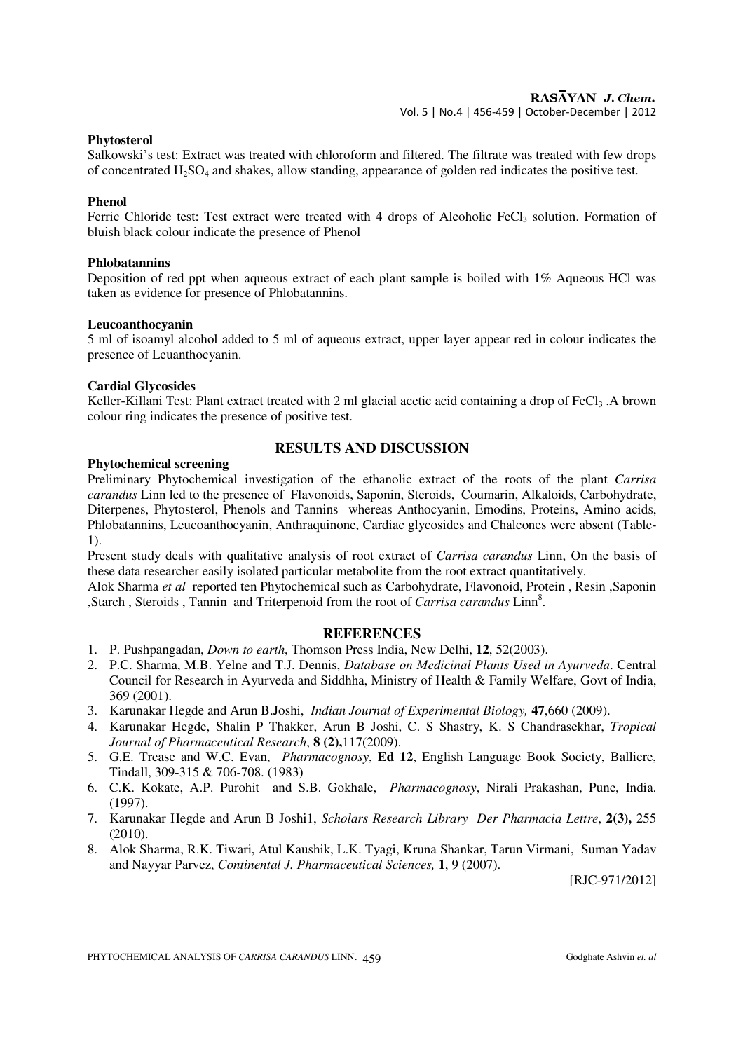**Phytosterol**

Salkowski's test: Extract was treated with chloroform and filtered. The filtrate was treated with few drops of concentrated $H_2SO_4$ and shakes, allow standing, appearance of golden red indicates the positive test.

**Phenol**

Ferric Chloride test: Test extract were treated with 4 drops of Alcoholic $FeCl_3$ solution. Formation of bluish black colour indicate the presence of Phenol

**Phlobatannins**

Deposition of red ppt when aqueous extract of each plant sample is boiled with 1% Aqueous HCl was taken as evidence for presence of Phlobatannins.

**Leucoanthocyanin**

5 ml of isoamyl alcohol added to 5 ml of aqueous extract, upper layer appear red in colour indicates the presence of Leuanthocyanin.

**Cardial Glycosides**

Keller-Killani Test: Plant extract treated with 2 ml glacial acetic acid containing a drop of $FeCl_3$ .A brown colour ring indicates the presence of positive test.

## RESULTS AND DISCUSSION

**Phytochemical screening**

Preliminary Phytochemical investigation of the ethanolic extract of the roots of the plant *Carrisa carandus* Linn led to the presence of Flavonoids, Saponin, Steroids, Coumarin, Alkaloids, Carbohydrate, Diterpenes, Phytosterol, Phenols and Tannins whereas Anthocyanin, Emodins, Proteins, Amino acids, Phlobatannins, Leucoanthocyanin, Anthraquinone, Cardiac glycosides and Chalcones were absent (Table-1).

Present study deals with qualitative analysis of root extract of *Carrisa carandus* Linn, On the basis of these data researcher easily isolated particular metabolite from the root extract quantitatively.

Alok Sharma *et al* reported ten Phytochemical such as Carbohydrate, Flavonoid, Protein , Resin ,Saponin ,Starch , Steroids , Tannin and Triterpenoid from the root of *Carrisa carandus* Linn[8].

## REFERENCES

1. P. Pushpangadan, *Down to earth*, Thomson Press India, New Delhi, **12**, 52(2003).
2. P.C. Sharma, M.B. Yelne and T.J. Dennis, *Database on Medicinal Plants Used in Ayurveda*. Central Council for Research in Ayurveda and Siddhha, Ministry of Health & Family Welfare, Govt of India, 369 (2001).
3. Karunakar Hegde and Arun B.Joshi, *Indian Journal of Experimental Biology,* **47**,660 (2009).
4. Karunakar Hegde, Shalin P Thakker, Arun B Joshi, C. S Shastry, K. S Chandrasekhar, *Tropical Journal of Pharmaceutical Research*, **8 (2),**117(2009).
5. G.E. Trease and W.C. Evan, *Pharmacognosy*, **Ed 12**, English Language Book Society, Balliere, Tindall, 309-315 & 706-708. (1983)
6. C.K. Kokate, A.P. Purohit and S.B. Gokhale, *Pharmacognosy*, Nirali Prakashan, Pune, India. (1997).
7. Karunakar Hegde and Arun B Joshi1, *Scholars Research Library Der Pharmacia Lettre*, **2(3),** 255 (2010).
8. Alok Sharma, R.K. Tiwari, Atul Kaushik, L.K. Tyagi, Kruna Shankar, Tarun Virmani, Suman Yadav and Nayyar Parvez, *Continental J. Pharmaceutical Sciences,* **1**, 9 (2007).

[RJC-971/2012]